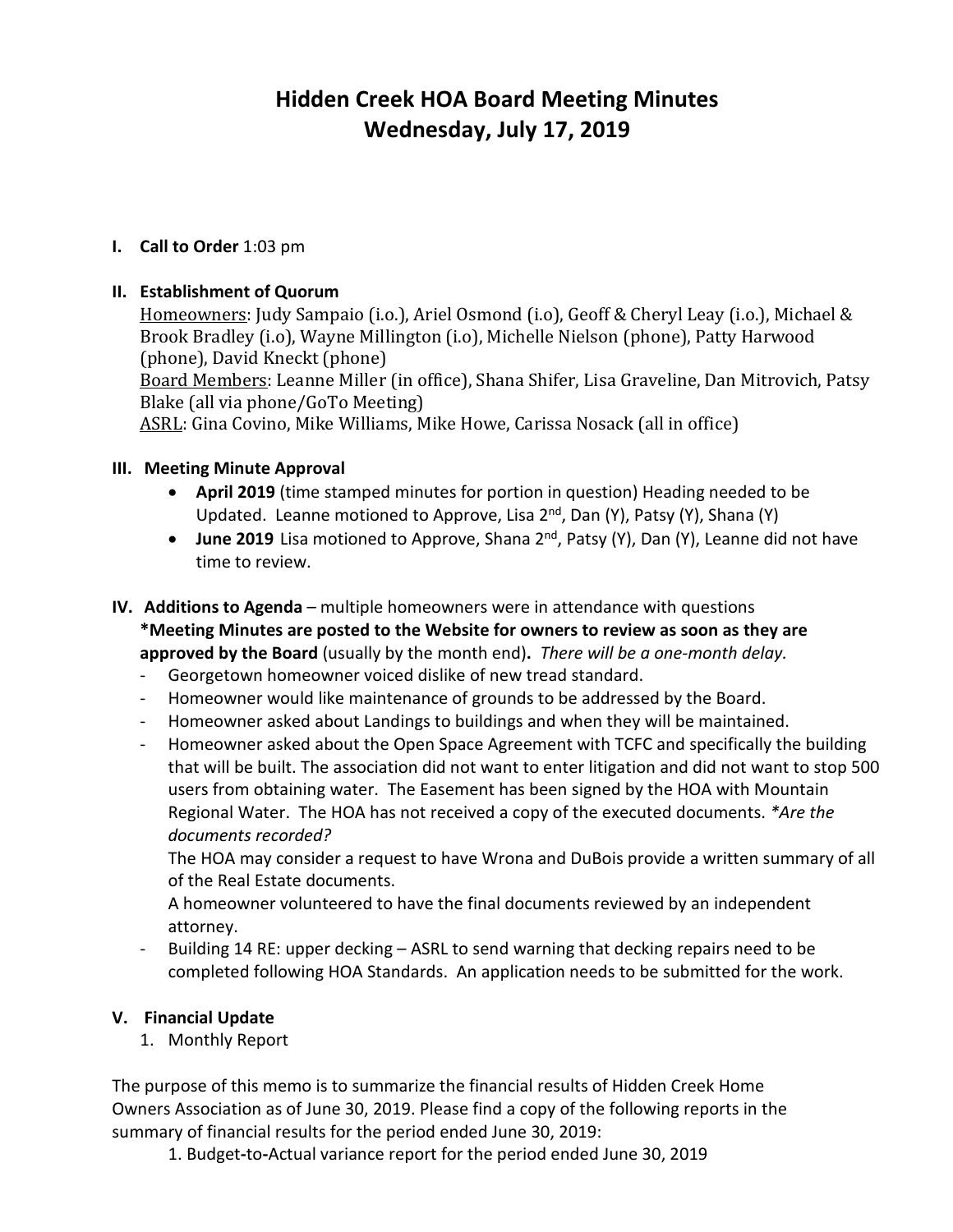# Hidden Creek HOA Board Meeting Minutes
# Wednesday, July 17, 2019

**I. Call to Order** 1:03 pm

**II. Establishment of Quorum**

<u>Homeowners</u>: Judy Sampaio (i.o.), Ariel Osmond (i.o), Geoff & Cheryl Leay (i.o.), Michael & Brook Bradley (i.o), Wayne Millington (i.o), Michelle Nielson (phone), Patty Harwood (phone), David Kneckt (phone)
<u>Board Members</u>: Leanne Miller (in office), Shana Shifer, Lisa Graveline, Dan Mitrovich, Patsy Blake (all via phone/GoTo Meeting)
<u>ASRL</u>: Gina Covino, Mike Williams, Mike Howe, Carissa Nosack (all in office)

**III. Meeting Minute Approval**

- **April 2019** (time stamped minutes for portion in question) Heading needed to be Updated. Leanne motioned to Approve, Lisa 2nd, Dan (Y), Patsy (Y), Shana (Y)
- **June 2019** Lisa motioned to Approve, Shana 2nd, Patsy (Y), Dan (Y), Leanne did not have time to review.

**IV. Additions to Agenda** – multiple homeowners were in attendance with questions
***Meeting Minutes are posted to the Website for owners to review as soon as they are approved by the Board** (usually by the month end)**.** *There will be a one-month delay.*

- Georgetown homeowner voiced dislike of new tread standard.
- Homeowner would like maintenance of grounds to be addressed by the Board.
- Homeowner asked about Landings to buildings and when they will be maintained.
- Homeowner asked about the Open Space Agreement with TCFC and specifically the building that will be built. The association did not want to enter litigation and did not want to stop 500 users from obtaining water. The Easement has been signed by the HOA with Mountain Regional Water. The HOA has not received a copy of the executed documents. *\*Are the documents recorded?*
  The HOA may consider a request to have Wrona and DuBois provide a written summary of all of the Real Estate documents.
  A homeowner volunteered to have the final documents reviewed by an independent attorney.
- Building 14 RE: upper decking – ASRL to send warning that decking repairs need to be completed following HOA Standards. An application needs to be submitted for the work.

**V. Financial Update**

1. Monthly Report

The purpose of this memo is to summarize the financial results of Hidden Creek Home Owners Association as of June 30, 2019. Please find a copy of the following reports in the summary of financial results for the period ended June 30, 2019:

1. Budget-to-Actual variance report for the period ended June 30, 2019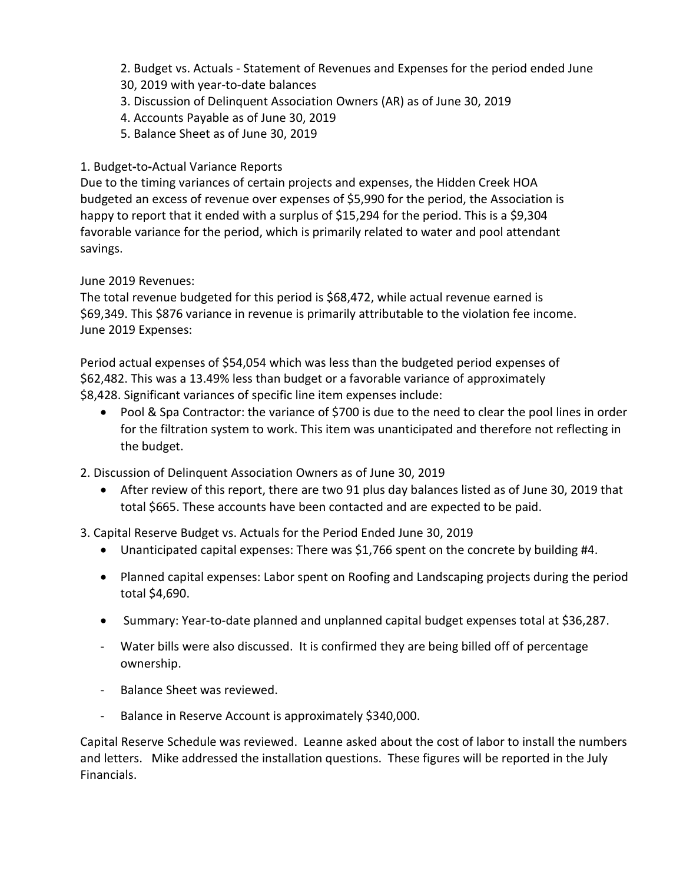2. Budget vs. Actuals - Statement of Revenues and Expenses for the period ended June 30, 2019 with year-to-date balances
3. Discussion of Delinquent Association Owners (AR) as of June 30, 2019
4. Accounts Payable as of June 30, 2019
5. Balance Sheet as of June 30, 2019

1. Budget-to-Actual Variance Reports

Due to the timing variances of certain projects and expenses, the Hidden Creek HOA budgeted an excess of revenue over expenses of $5,990 for the period, the Association is happy to report that it ended with a surplus of $15,294 for the period. This is a $9,304 favorable variance for the period, which is primarily related to water and pool attendant savings.

June 2019 Revenues:

The total revenue budgeted for this period is $68,472, while actual revenue earned is $69,349. This $876 variance in revenue is primarily attributable to the violation fee income.

June 2019 Expenses:

Period actual expenses of $54,054 which was less than the budgeted period expenses of $62,482. This was a 13.49% less than budget or a favorable variance of approximately $8,428. Significant variances of specific line item expenses include:

- Pool & Spa Contractor: the variance of $700 is due to the need to clear the pool lines in order for the filtration system to work. This item was unanticipated and therefore not reflecting in the budget.

2. Discussion of Delinquent Association Owners as of June 30, 2019

- After review of this report, there are two 91 plus day balances listed as of June 30, 2019 that total $665. These accounts have been contacted and are expected to be paid.

3. Capital Reserve Budget vs. Actuals for the Period Ended June 30, 2019

- Unanticipated capital expenses: There was $1,766 spent on the concrete by building #4.
- Planned capital expenses: Labor spent on Roofing and Landscaping projects during the period total $4,690.
- Summary: Year-to-date planned and unplanned capital budget expenses total at $36,287.

- Water bills were also discussed. It is confirmed they are being billed off of percentage ownership.
- Balance Sheet was reviewed.
- Balance in Reserve Account is approximately $340,000.

Capital Reserve Schedule was reviewed. Leanne asked about the cost of labor to install the numbers and letters. Mike addressed the installation questions. These figures will be reported in the July Financials.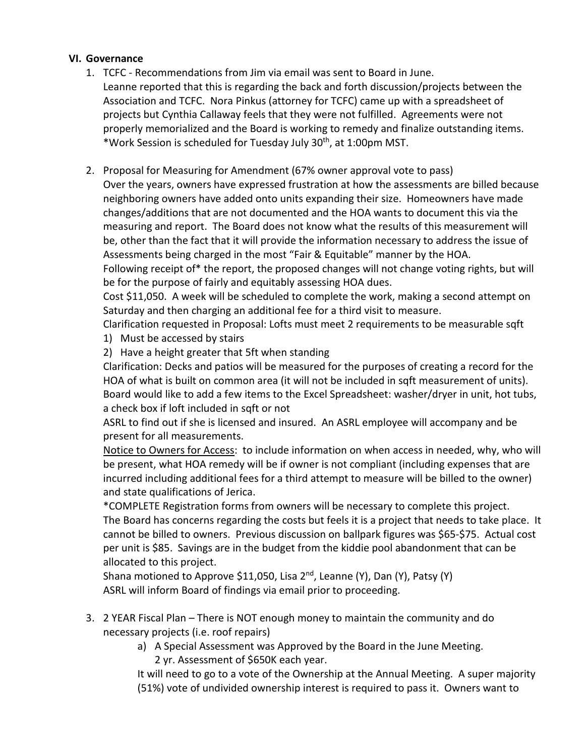## VI. Governance

1. TCFC - Recommendations from Jim via email was sent to Board in June.
   Leanne reported that this is regarding the back and forth discussion/projects between the Association and TCFC. Nora Pinkus (attorney for TCFC) came up with a spreadsheet of projects but Cynthia Callaway feels that they were not fulfilled. Agreements were not properly memorialized and the Board is working to remedy and finalize outstanding items.
   *Work Session is scheduled for Tuesday July 30th, at 1:00pm MST.

2. Proposal for Measuring for Amendment (67% owner approval vote to pass)
   Over the years, owners have expressed frustration at how the assessments are billed because neighboring owners have added onto units expanding their size. Homeowners have made changes/additions that are not documented and the HOA wants to document this via the measuring and report. The Board does not know what the results of this measurement will be, other than the fact that it will provide the information necessary to address the issue of Assessments being charged in the most "Fair & Equitable" manner by the HOA.
   Following receipt of* the report, the proposed changes will not change voting rights, but will be for the purpose of fairly and equitably assessing HOA dues.
   Cost $11,050. A week will be scheduled to complete the work, making a second attempt on Saturday and then charging an additional fee for a third visit to measure.
   Clarification requested in Proposal: Lofts must meet 2 requirements to be measurable sqft
   1) Must be accessed by stairs
   2) Have a height greater that 5ft when standing

   Clarification: Decks and patios will be measured for the purposes of creating a record for the HOA of what is built on common area (it will not be included in sqft measurement of units).
   Board would like to add a few items to the Excel Spreadsheet: washer/dryer in unit, hot tubs, a check box if loft included in sqft or not
   ASRL to find out if she is licensed and insured. An ASRL employee will accompany and be present for all measurements.
   <u>Notice to Owners for Access</u>: to include information on when access in needed, why, who will be present, what HOA remedy will be if owner is not compliant (including expenses that are incurred including additional fees for a third attempt to measure will be billed to the owner) and state qualifications of Jerica.
   *COMPLETE Registration forms from owners will be necessary to complete this project.
   The Board has concerns regarding the costs but feels it is a project that needs to take place. It cannot be billed to owners. Previous discussion on ballpark figures was $65-$75. Actual cost per unit is $85. Savings are in the budget from the kiddie pool abandonment that can be allocated to this project.
   Shana motioned to Approve $11,050, Lisa 2nd, Leanne (Y), Dan (Y), Patsy (Y)
   ASRL will inform Board of findings via email prior to proceeding.

3. 2 YEAR Fiscal Plan – There is NOT enough money to maintain the community and do necessary projects (i.e. roof repairs)
   a) A Special Assessment was Approved by the Board in the June Meeting.
      2 yr. Assessment of $650K each year.

   It will need to go to a vote of the Ownership at the Annual Meeting. A super majority (51%) vote of undivided ownership interest is required to pass it. Owners want to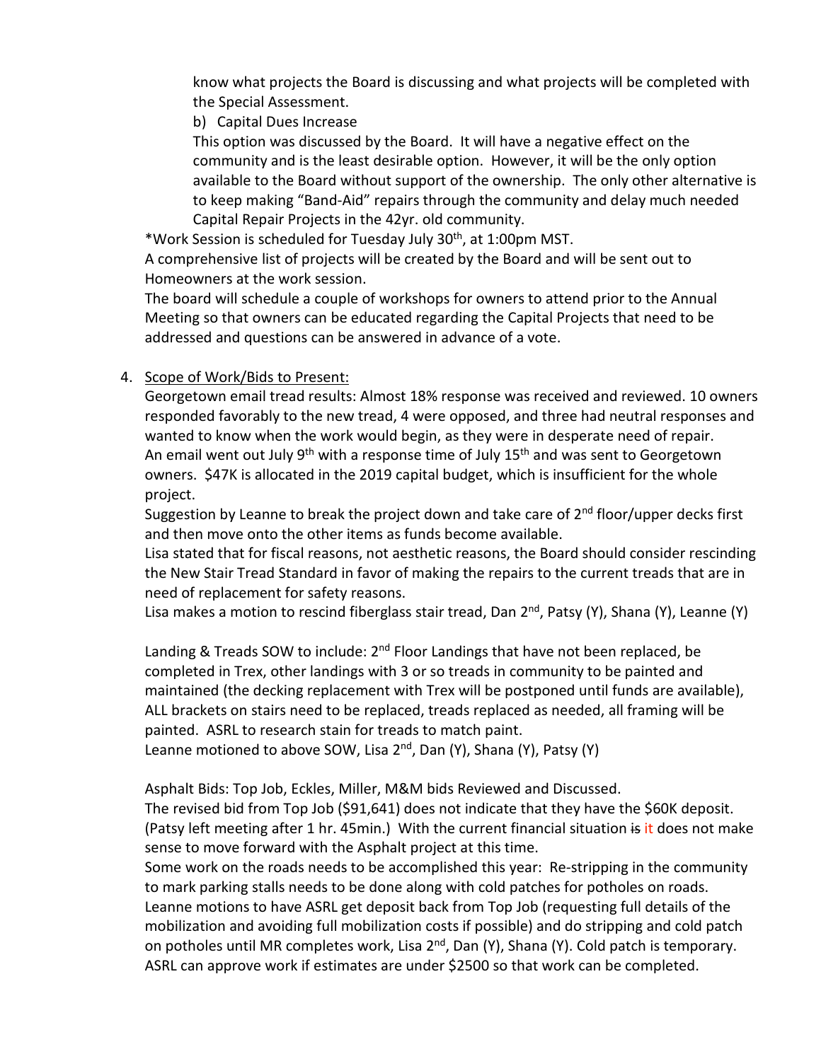know what projects the Board is discussing and what projects will be completed with the Special Assessment.

b) Capital Dues Increase

This option was discussed by the Board. It will have a negative effect on the community and is the least desirable option. However, it will be the only option available to the Board without support of the ownership. The only other alternative is to keep making "Band-Aid" repairs through the community and delay much needed Capital Repair Projects in the 42yr. old community.

*Work Session is scheduled for Tuesday July 30th, at 1:00pm MST.

A comprehensive list of projects will be created by the Board and will be sent out to Homeowners at the work session.

The board will schedule a couple of workshops for owners to attend prior to the Annual Meeting so that owners can be educated regarding the Capital Projects that need to be addressed and questions can be answered in advance of a vote.

4. Scope of Work/Bids to Present:

Georgetown email tread results: Almost 18% response was received and reviewed. 10 owners responded favorably to the new tread, 4 were opposed, and three had neutral responses and wanted to know when the work would begin, as they were in desperate need of repair. An email went out July 9th with a response time of July 15th and was sent to Georgetown owners. $47K is allocated in the 2019 capital budget, which is insufficient for the whole project.

Suggestion by Leanne to break the project down and take care of 2nd floor/upper decks first and then move onto the other items as funds become available.

Lisa stated that for fiscal reasons, not aesthetic reasons, the Board should consider rescinding the New Stair Tread Standard in favor of making the repairs to the current treads that are in need of replacement for safety reasons.

Lisa makes a motion to rescind fiberglass stair tread, Dan 2nd, Patsy (Y), Shana (Y), Leanne (Y)

Landing & Treads SOW to include: 2nd Floor Landings that have not been replaced, be completed in Trex, other landings with 3 or so treads in community to be painted and maintained (the decking replacement with Trex will be postponed until funds are available), ALL brackets on stairs need to be replaced, treads replaced as needed, all framing will be painted. ASRL to research stain for treads to match paint.

Leanne motioned to above SOW, Lisa 2nd, Dan (Y), Shana (Y), Patsy (Y)

Asphalt Bids: Top Job, Eckles, Miller, M&M bids Reviewed and Discussed.

The revised bid from Top Job ($91,641) does not indicate that they have the $60K deposit. (Patsy left meeting after 1 hr. 45min.) With the current financial situation ~~is~~ it does not make sense to move forward with the Asphalt project at this time.

Some work on the roads needs to be accomplished this year: Re-stripping in the community to mark parking stalls needs to be done along with cold patches for potholes on roads. Leanne motions to have ASRL get deposit back from Top Job (requesting full details of the mobilization and avoiding full mobilization costs if possible) and do stripping and cold patch on potholes until MR completes work, Lisa 2nd, Dan (Y), Shana (Y). Cold patch is temporary. ASRL can approve work if estimates are under $2500 so that work can be completed.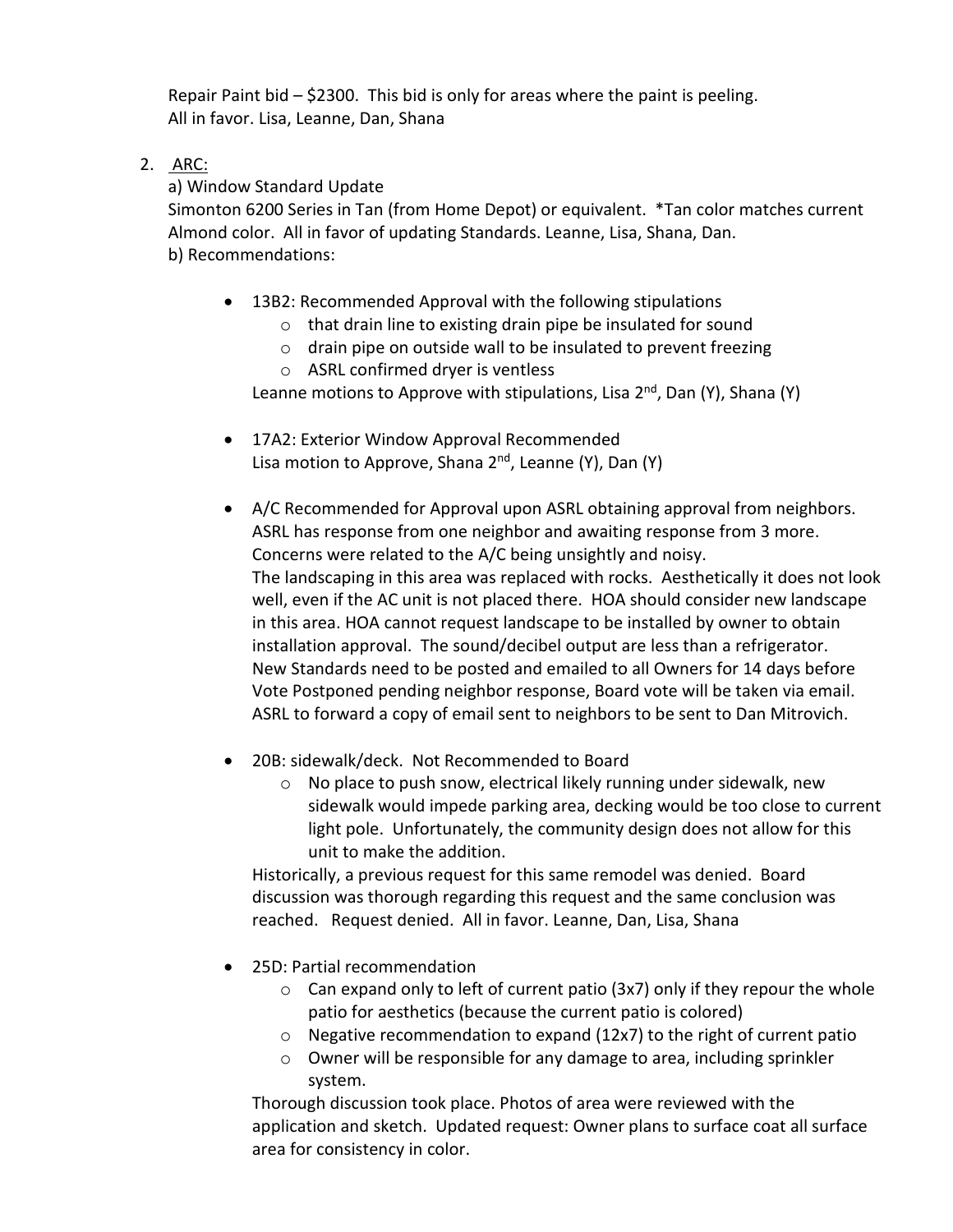Repair Paint bid – $2300. This bid is only for areas where the paint is peeling.
All in favor. Lisa, Leanne, Dan, Shana

2. ARC:

   a) Window Standard Update
   Simonton 6200 Series in Tan (from Home Depot) or equivalent. *Tan color matches current Almond color. All in favor of updating Standards. Leanne, Lisa, Shana, Dan.
   b) Recommendations:

   - 13B2: Recommended Approval with the following stipulations
     - that drain line to existing drain pipe be insulated for sound
     - drain pipe on outside wall to be insulated to prevent freezing
     - ASRL confirmed dryer is ventless

     Leanne motions to Approve with stipulations, Lisa 2nd, Dan (Y), Shana (Y)

   - 17A2: Exterior Window Approval Recommended
     Lisa motion to Approve, Shana 2nd, Leanne (Y), Dan (Y)

   - A/C Recommended for Approval upon ASRL obtaining approval from neighbors. ASRL has response from one neighbor and awaiting response from 3 more. Concerns were related to the A/C being unsightly and noisy.
     The landscaping in this area was replaced with rocks. Aesthetically it does not look well, even if the AC unit is not placed there. HOA should consider new landscape in this area. HOA cannot request landscape to be installed by owner to obtain installation approval. The sound/decibel output are less than a refrigerator.
     New Standards need to be posted and emailed to all Owners for 14 days before Vote Postponed pending neighbor response, Board vote will be taken via email.
     ASRL to forward a copy of email sent to neighbors to be sent to Dan Mitrovich.

   - 20B: sidewalk/deck. Not Recommended to Board
     - No place to push snow, electrical likely running under sidewalk, new sidewalk would impede parking area, decking would be too close to current light pole. Unfortunately, the community design does not allow for this unit to make the addition.

     Historically, a previous request for this same remodel was denied. Board discussion was thorough regarding this request and the same conclusion was reached. Request denied. All in favor. Leanne, Dan, Lisa, Shana

   - 25D: Partial recommendation
     - Can expand only to left of current patio (3x7) only if they repour the whole patio for aesthetics (because the current patio is colored)
     - Negative recommendation to expand (12x7) to the right of current patio
     - Owner will be responsible for any damage to area, including sprinkler system.

     Thorough discussion took place. Photos of area were reviewed with the application and sketch. Updated request: Owner plans to surface coat all surface area for consistency in color.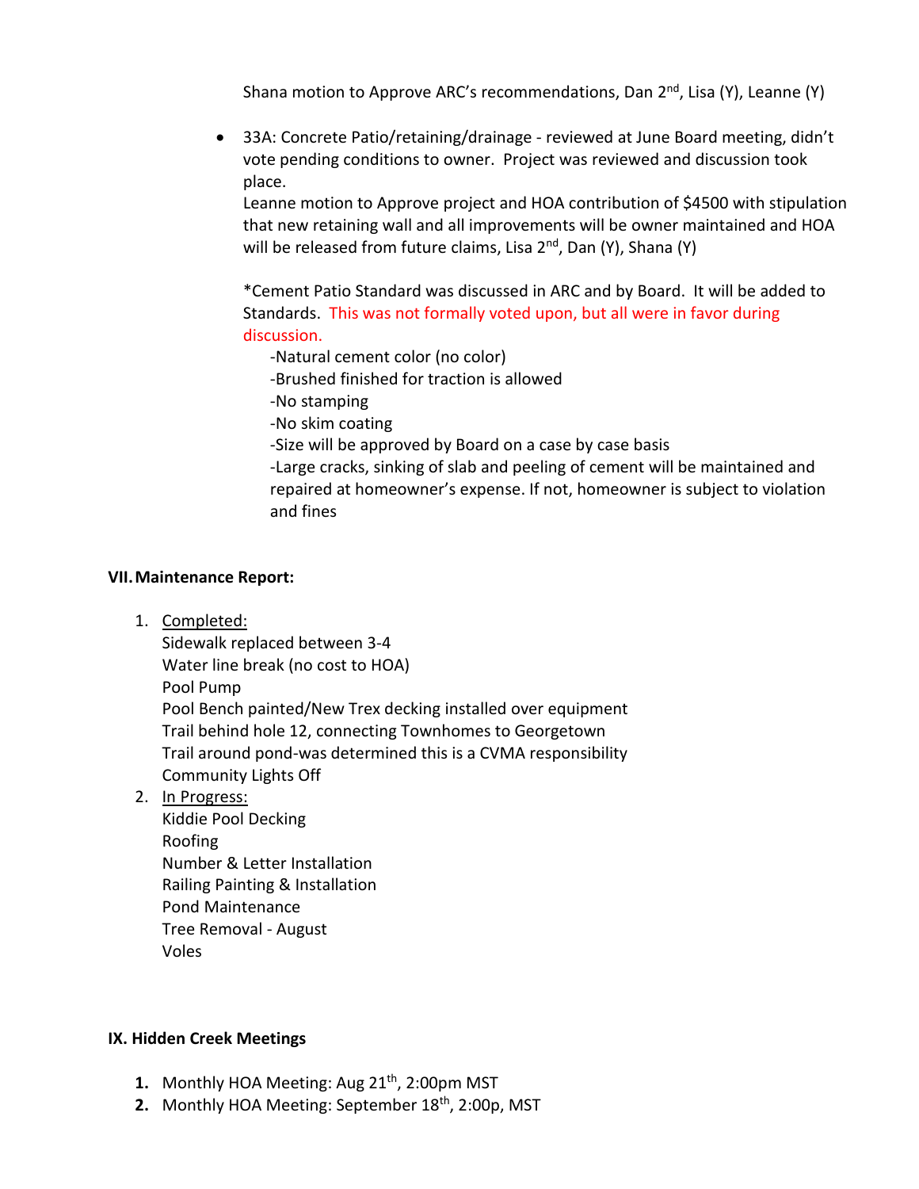Shana motion to Approve ARC's recommendations, Dan 2nd, Lisa (Y), Leanne (Y)

- 33A: Concrete Patio/retaining/drainage - reviewed at June Board meeting, didn't vote pending conditions to owner. Project was reviewed and discussion took place.

  Leanne motion to Approve project and HOA contribution of $4500 with stipulation that new retaining wall and all improvements will be owner maintained and HOA will be released from future claims, Lisa 2nd, Dan (Y), Shana (Y)

  *Cement Patio Standard was discussed in ARC and by Board. It will be added to Standards. This was not formally voted upon, but all were in favor during discussion.

  -Natural cement color (no color)
  -Brushed finished for traction is allowed
  -No stamping
  -No skim coating
  -Size will be approved by Board on a case by case basis
  -Large cracks, sinking of slab and peeling of cement will be maintained and repaired at homeowner's expense. If not, homeowner is subject to violation and fines

**VII. Maintenance Report:**

1. Completed:
   Sidewalk replaced between 3-4
   Water line break (no cost to HOA)
   Pool Pump
   Pool Bench painted/New Trex decking installed over equipment
   Trail behind hole 12, connecting Townhomes to Georgetown
   Trail around pond-was determined this is a CVMA responsibility
   Community Lights Off
2. In Progress:
   Kiddie Pool Decking
   Roofing
   Number & Letter Installation
   Railing Painting & Installation
   Pond Maintenance
   Tree Removal - August
   Voles

**IX. Hidden Creek Meetings**

1. Monthly HOA Meeting: Aug 21st, 2:00pm MST
2. Monthly HOA Meeting: September 18th, 2:00p, MST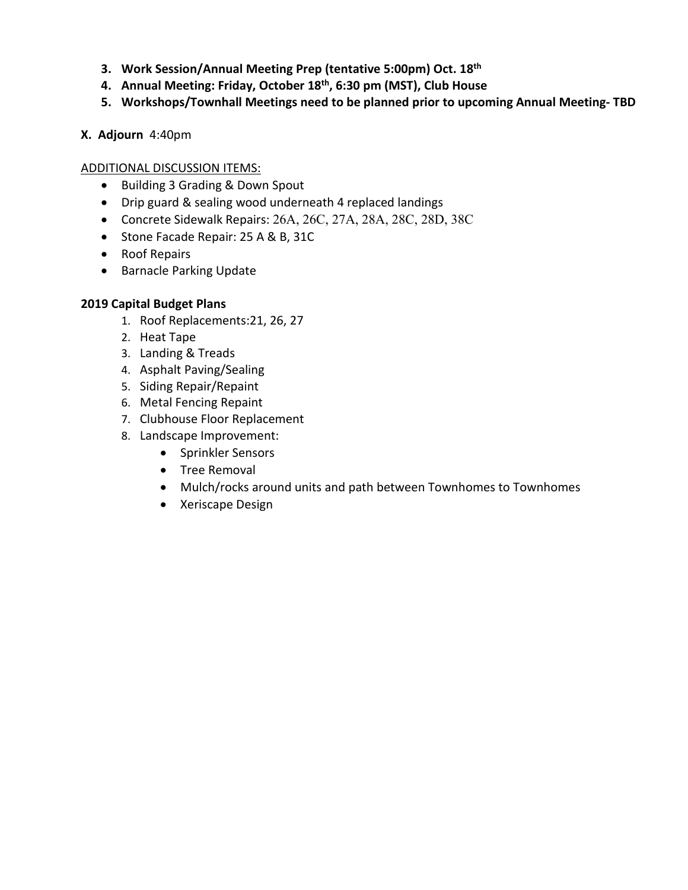3. **Work Session/Annual Meeting Prep (tentative 5:00pm) Oct. 18th**
4. **Annual Meeting: Friday, October 18th, 6:30 pm (MST), Club House**
5. **Workshops/Townhall Meetings need to be planned prior to upcoming Annual Meeting- TBD**

**X. Adjourn** 4:40pm

ADDITIONAL DISCUSSION ITEMS:

- Building 3 Grading & Down Spout
- Drip guard & sealing wood underneath 4 replaced landings
- Concrete Sidewalk Repairs: 26A, 26C, 27A, 28A, 28C, 28D, 38C
- Stone Facade Repair: 25 A & B, 31C
- Roof Repairs
- Barnacle Parking Update

**2019 Capital Budget Plans**

1. Roof Replacements:21, 26, 27
2. Heat Tape
3. Landing & Treads
4. Asphalt Paving/Sealing
5. Siding Repair/Repaint
6. Metal Fencing Repaint
7. Clubhouse Floor Replacement
8. Landscape Improvement:
    - Sprinkler Sensors
    - Tree Removal
    - Mulch/rocks around units and path between Townhomes to Townhomes
    - Xeriscape Design